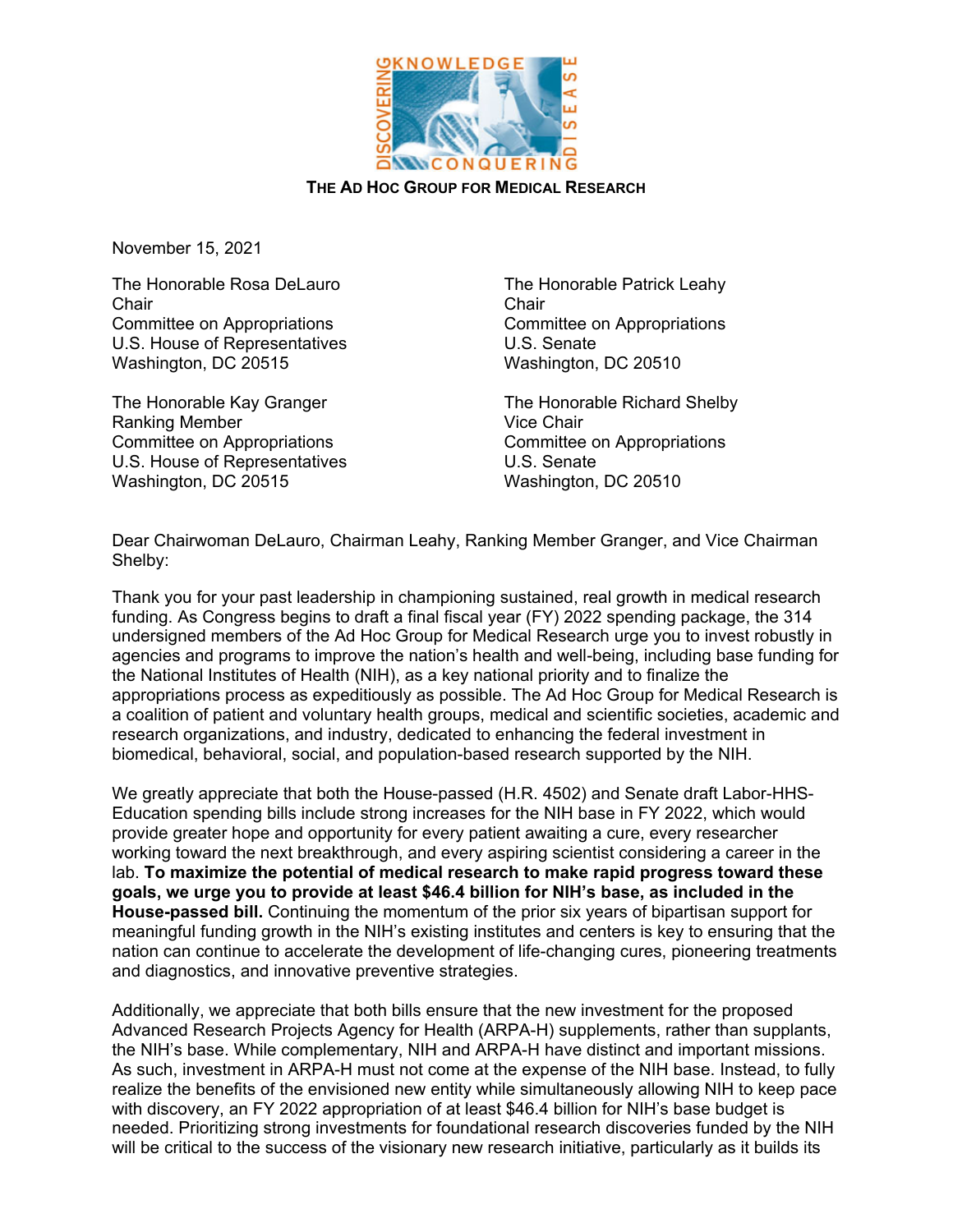**THE AD HOC GROUP FOR MEDICAL RESEARCH**

November 15, 2021

The Honorable Rosa DeLauro
Chair
Committee on Appropriations
U.S. House of Representatives
Washington, DC 20515

The Honorable Patrick Leahy
Chair
Committee on Appropriations
U.S. Senate
Washington, DC 20510

The Honorable Kay Granger
Ranking Member
Committee on Appropriations
U.S. House of Representatives
Washington, DC 20515

The Honorable Richard Shelby
Vice Chair
Committee on Appropriations
U.S. Senate
Washington, DC 20510

Dear Chairwoman DeLauro, Chairman Leahy, Ranking Member Granger, and Vice Chairman Shelby:

Thank you for your past leadership in championing sustained, real growth in medical research funding. As Congress begins to draft a final fiscal year (FY) 2022 spending package, the 314 undersigned members of the Ad Hoc Group for Medical Research urge you to invest robustly in agencies and programs to improve the nation's health and well-being, including base funding for the National Institutes of Health (NIH), as a key national priority and to finalize the appropriations process as expeditiously as possible. The Ad Hoc Group for Medical Research is a coalition of patient and voluntary health groups, medical and scientific societies, academic and research organizations, and industry, dedicated to enhancing the federal investment in biomedical, behavioral, social, and population-based research supported by the NIH.

We greatly appreciate that both the House-passed (H.R. 4502) and Senate draft Labor-HHS-Education spending bills include strong increases for the NIH base in FY 2022, which would provide greater hope and opportunity for every patient awaiting a cure, every researcher working toward the next breakthrough, and every aspiring scientist considering a career in the lab. **To maximize the potential of medical research to make rapid progress toward these goals, we urge you to provide at least $46.4 billion for NIH's base, as included in the House-passed bill.** Continuing the momentum of the prior six years of bipartisan support for meaningful funding growth in the NIH's existing institutes and centers is key to ensuring that the nation can continue to accelerate the development of life-changing cures, pioneering treatments and diagnostics, and innovative preventive strategies.

Additionally, we appreciate that both bills ensure that the new investment for the proposed Advanced Research Projects Agency for Health (ARPA-H) supplements, rather than supplants, the NIH's base. While complementary, NIH and ARPA-H have distinct and important missions. As such, investment in ARPA-H must not come at the expense of the NIH base. Instead, to fully realize the benefits of the envisioned new entity while simultaneously allowing NIH to keep pace with discovery, an FY 2022 appropriation of at least $46.4 billion for NIH's base budget is needed. Prioritizing strong investments for foundational research discoveries funded by the NIH will be critical to the success of the visionary new research initiative, particularly as it builds its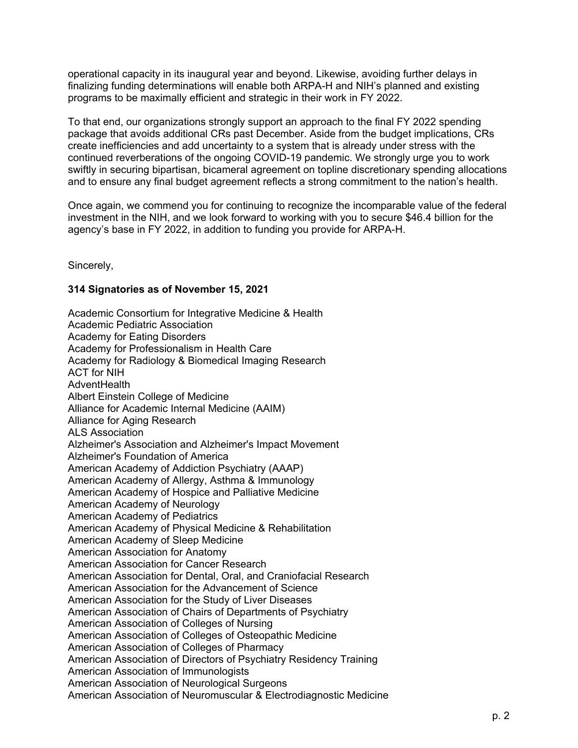operational capacity in its inaugural year and beyond. Likewise, avoiding further delays in finalizing funding determinations will enable both ARPA-H and NIH's planned and existing programs to be maximally efficient and strategic in their work in FY 2022.

To that end, our organizations strongly support an approach to the final FY 2022 spending package that avoids additional CRs past December. Aside from the budget implications, CRs create inefficiencies and add uncertainty to a system that is already under stress with the continued reverberations of the ongoing COVID-19 pandemic. We strongly urge you to work swiftly in securing bipartisan, bicameral agreement on topline discretionary spending allocations and to ensure any final budget agreement reflects a strong commitment to the nation's health.

Once again, we commend you for continuing to recognize the incomparable value of the federal investment in the NIH, and we look forward to working with you to secure $46.4 billion for the agency's base in FY 2022, in addition to funding you provide for ARPA-H.

Sincerely,

**314 Signatories as of November 15, 2021**

Academic Consortium for Integrative Medicine & Health
Academic Pediatric Association
Academy for Eating Disorders
Academy for Professionalism in Health Care
Academy for Radiology & Biomedical Imaging Research
ACT for NIH
AdventHealth
Albert Einstein College of Medicine
Alliance for Academic Internal Medicine (AAIM)
Alliance for Aging Research
ALS Association
Alzheimer's Association and Alzheimer's Impact Movement
Alzheimer's Foundation of America
American Academy of Addiction Psychiatry (AAAP)
American Academy of Allergy, Asthma & Immunology
American Academy of Hospice and Palliative Medicine
American Academy of Neurology
American Academy of Pediatrics
American Academy of Physical Medicine & Rehabilitation
American Academy of Sleep Medicine
American Association for Anatomy
American Association for Cancer Research
American Association for Dental, Oral, and Craniofacial Research
American Association for the Advancement of Science
American Association for the Study of Liver Diseases
American Association of Chairs of Departments of Psychiatry
American Association of Colleges of Nursing
American Association of Colleges of Osteopathic Medicine
American Association of Colleges of Pharmacy
American Association of Directors of Psychiatry Residency Training
American Association of Immunologists
American Association of Neurological Surgeons
American Association of Neuromuscular & Electrodiagnostic Medicine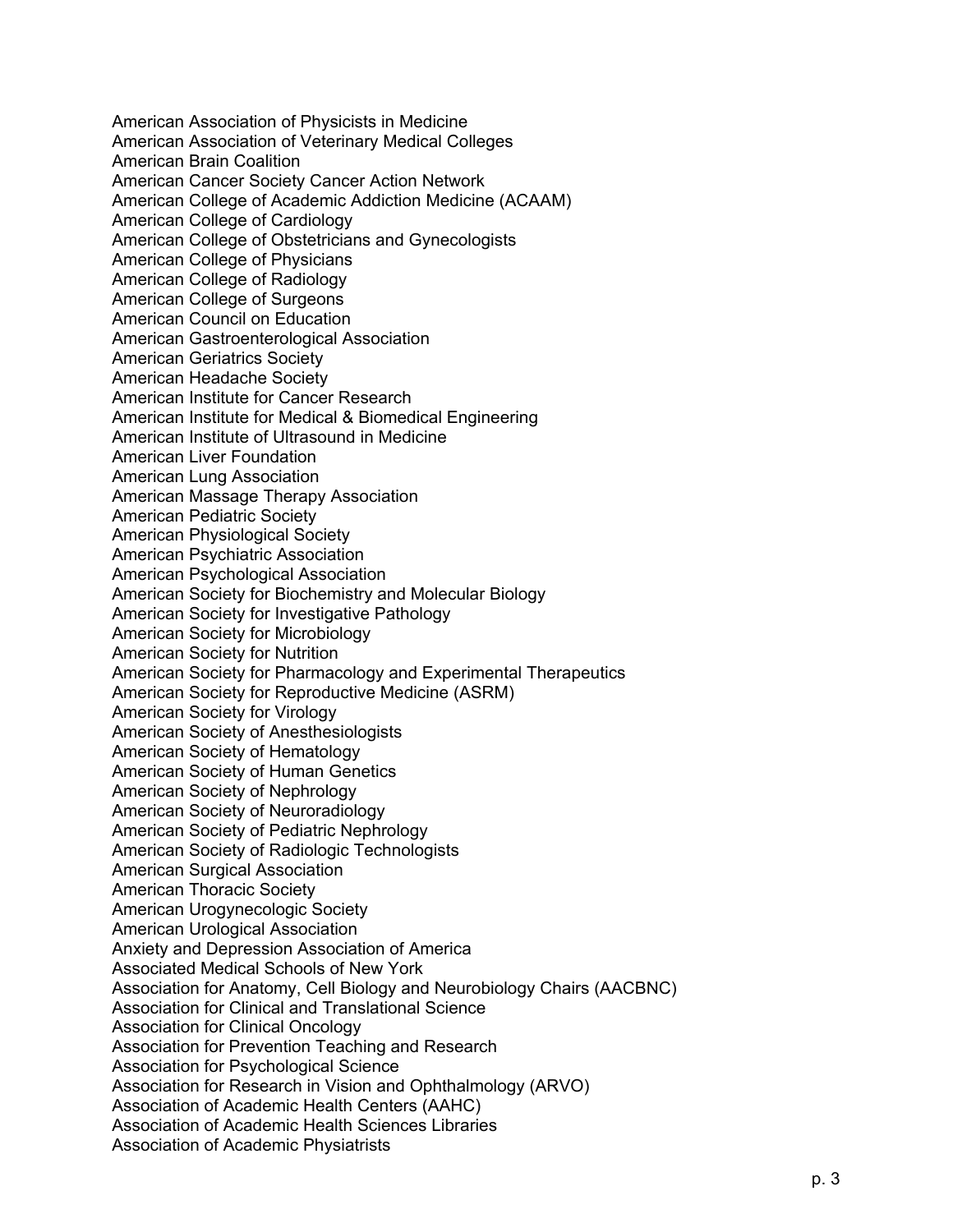American Association of Physicists in Medicine
American Association of Veterinary Medical Colleges
American Brain Coalition
American Cancer Society Cancer Action Network
American College of Academic Addiction Medicine (ACAAM)
American College of Cardiology
American College of Obstetricians and Gynecologists
American College of Physicians
American College of Radiology
American College of Surgeons
American Council on Education
American Gastroenterological Association
American Geriatrics Society
American Headache Society
American Institute for Cancer Research
American Institute for Medical & Biomedical Engineering
American Institute of Ultrasound in Medicine
American Liver Foundation
American Lung Association
American Massage Therapy Association
American Pediatric Society
American Physiological Society
American Psychiatric Association
American Psychological Association
American Society for Biochemistry and Molecular Biology
American Society for Investigative Pathology
American Society for Microbiology
American Society for Nutrition
American Society for Pharmacology and Experimental Therapeutics
American Society for Reproductive Medicine (ASRM)
American Society for Virology
American Society of Anesthesiologists
American Society of Hematology
American Society of Human Genetics
American Society of Nephrology
American Society of Neuroradiology
American Society of Pediatric Nephrology
American Society of Radiologic Technologists
American Surgical Association
American Thoracic Society
American Urogynecologic Society
American Urological Association
Anxiety and Depression Association of America
Associated Medical Schools of New York
Association for Anatomy, Cell Biology and Neurobiology Chairs (AACBNC)
Association for Clinical and Translational Science
Association for Clinical Oncology
Association for Prevention Teaching and Research
Association for Psychological Science
Association for Research in Vision and Ophthalmology (ARVO)
Association of Academic Health Centers (AAHC)
Association of Academic Health Sciences Libraries
Association of Academic Physiatrists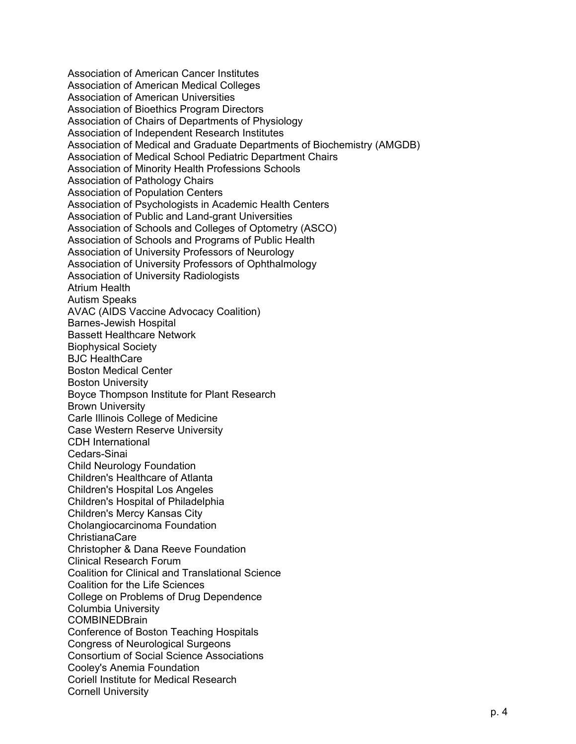Association of American Cancer Institutes
Association of American Medical Colleges
Association of American Universities
Association of Bioethics Program Directors
Association of Chairs of Departments of Physiology
Association of Independent Research Institutes
Association of Medical and Graduate Departments of Biochemistry (AMGDB)
Association of Medical School Pediatric Department Chairs
Association of Minority Health Professions Schools
Association of Pathology Chairs
Association of Population Centers
Association of Psychologists in Academic Health Centers
Association of Public and Land-grant Universities
Association of Schools and Colleges of Optometry (ASCO)
Association of Schools and Programs of Public Health
Association of University Professors of Neurology
Association of University Professors of Ophthalmology
Association of University Radiologists
Atrium Health
Autism Speaks
AVAC (AIDS Vaccine Advocacy Coalition)
Barnes-Jewish Hospital
Bassett Healthcare Network
Biophysical Society
BJC HealthCare
Boston Medical Center
Boston University
Boyce Thompson Institute for Plant Research
Brown University
Carle Illinois College of Medicine
Case Western Reserve University
CDH International
Cedars-Sinai
Child Neurology Foundation
Children's Healthcare of Atlanta
Children's Hospital Los Angeles
Children's Hospital of Philadelphia
Children's Mercy Kansas City
Cholangiocarcinoma Foundation
ChristianaCare
Christopher & Dana Reeve Foundation
Clinical Research Forum
Coalition for Clinical and Translational Science
Coalition for the Life Sciences
College on Problems of Drug Dependence
Columbia University
COMBINEDBrain
Conference of Boston Teaching Hospitals
Congress of Neurological Surgeons
Consortium of Social Science Associations
Cooley's Anemia Foundation
Coriell Institute for Medical Research
Cornell University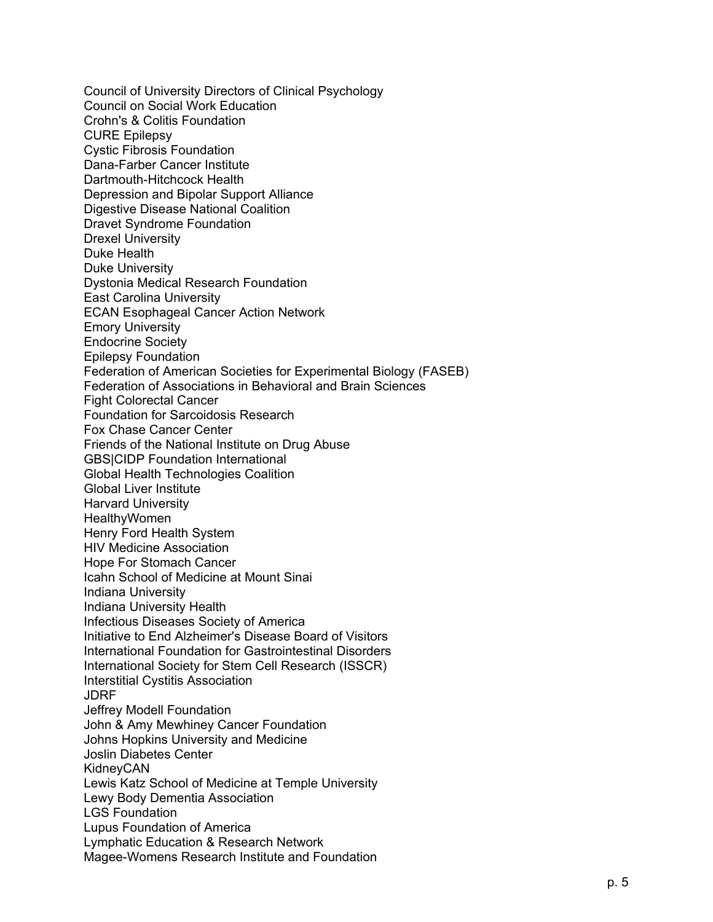Council of University Directors of Clinical Psychology
Council on Social Work Education
Crohn's & Colitis Foundation
CURE Epilepsy
Cystic Fibrosis Foundation
Dana-Farber Cancer Institute
Dartmouth-Hitchcock Health
Depression and Bipolar Support Alliance
Digestive Disease National Coalition
Dravet Syndrome Foundation
Drexel University
Duke Health
Duke University
Dystonia Medical Research Foundation
East Carolina University
ECAN Esophageal Cancer Action Network
Emory University
Endocrine Society
Epilepsy Foundation
Federation of American Societies for Experimental Biology (FASEB)
Federation of Associations in Behavioral and Brain Sciences
Fight Colorectal Cancer
Foundation for Sarcoidosis Research
Fox Chase Cancer Center
Friends of the National Institute on Drug Abuse
GBS|CIDP Foundation International
Global Health Technologies Coalition
Global Liver Institute
Harvard University
HealthyWomen
Henry Ford Health System
HIV Medicine Association
Hope For Stomach Cancer
Icahn School of Medicine at Mount Sinai
Indiana University
Indiana University Health
Infectious Diseases Society of America
Initiative to End Alzheimer's Disease Board of Visitors
International Foundation for Gastrointestinal Disorders
International Society for Stem Cell Research (ISSCR)
Interstitial Cystitis Association
JDRF
Jeffrey Modell Foundation
John & Amy Mewhiney Cancer Foundation
Johns Hopkins University and Medicine
Joslin Diabetes Center
KidneyCAN
Lewis Katz School of Medicine at Temple University
Lewy Body Dementia Association
LGS Foundation
Lupus Foundation of America
Lymphatic Education & Research Network
Magee-Womens Research Institute and Foundation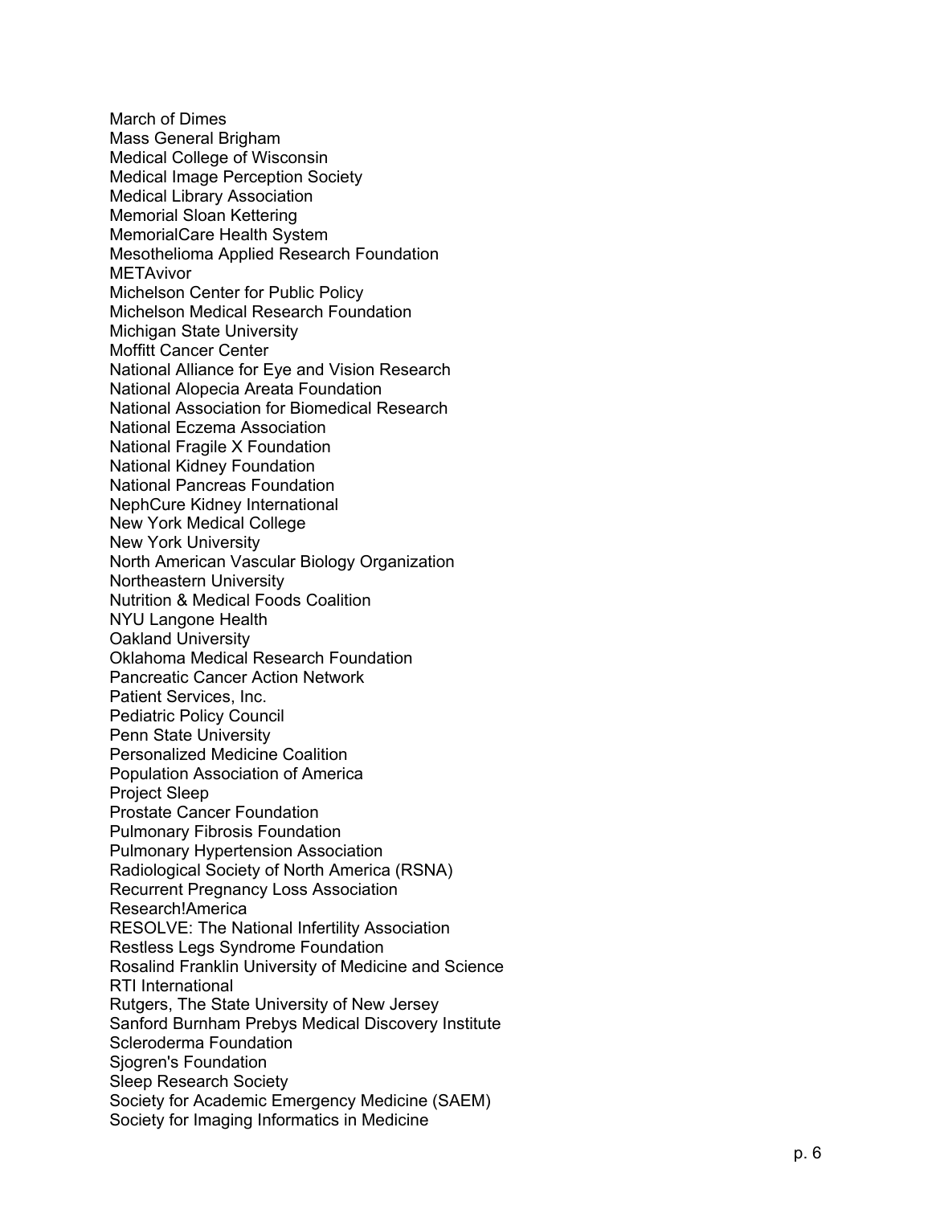March of Dimes
Mass General Brigham
Medical College of Wisconsin
Medical Image Perception Society
Medical Library Association
Memorial Sloan Kettering
MemorialCare Health System
Mesothelioma Applied Research Foundation
METAvivor
Michelson Center for Public Policy
Michelson Medical Research Foundation
Michigan State University
Moffitt Cancer Center
National Alliance for Eye and Vision Research
National Alopecia Areata Foundation
National Association for Biomedical Research
National Eczema Association
National Fragile X Foundation
National Kidney Foundation
National Pancreas Foundation
NephCure Kidney International
New York Medical College
New York University
North American Vascular Biology Organization
Northeastern University
Nutrition & Medical Foods Coalition
NYU Langone Health
Oakland University
Oklahoma Medical Research Foundation
Pancreatic Cancer Action Network
Patient Services, Inc.
Pediatric Policy Council
Penn State University
Personalized Medicine Coalition
Population Association of America
Project Sleep
Prostate Cancer Foundation
Pulmonary Fibrosis Foundation
Pulmonary Hypertension Association
Radiological Society of North America (RSNA)
Recurrent Pregnancy Loss Association
Research!America
RESOLVE: The National Infertility Association
Restless Legs Syndrome Foundation
Rosalind Franklin University of Medicine and Science
RTI International
Rutgers, The State University of New Jersey
Sanford Burnham Prebys Medical Discovery Institute
Scleroderma Foundation
Sjogren's Foundation
Sleep Research Society
Society for Academic Emergency Medicine (SAEM)
Society for Imaging Informatics in Medicine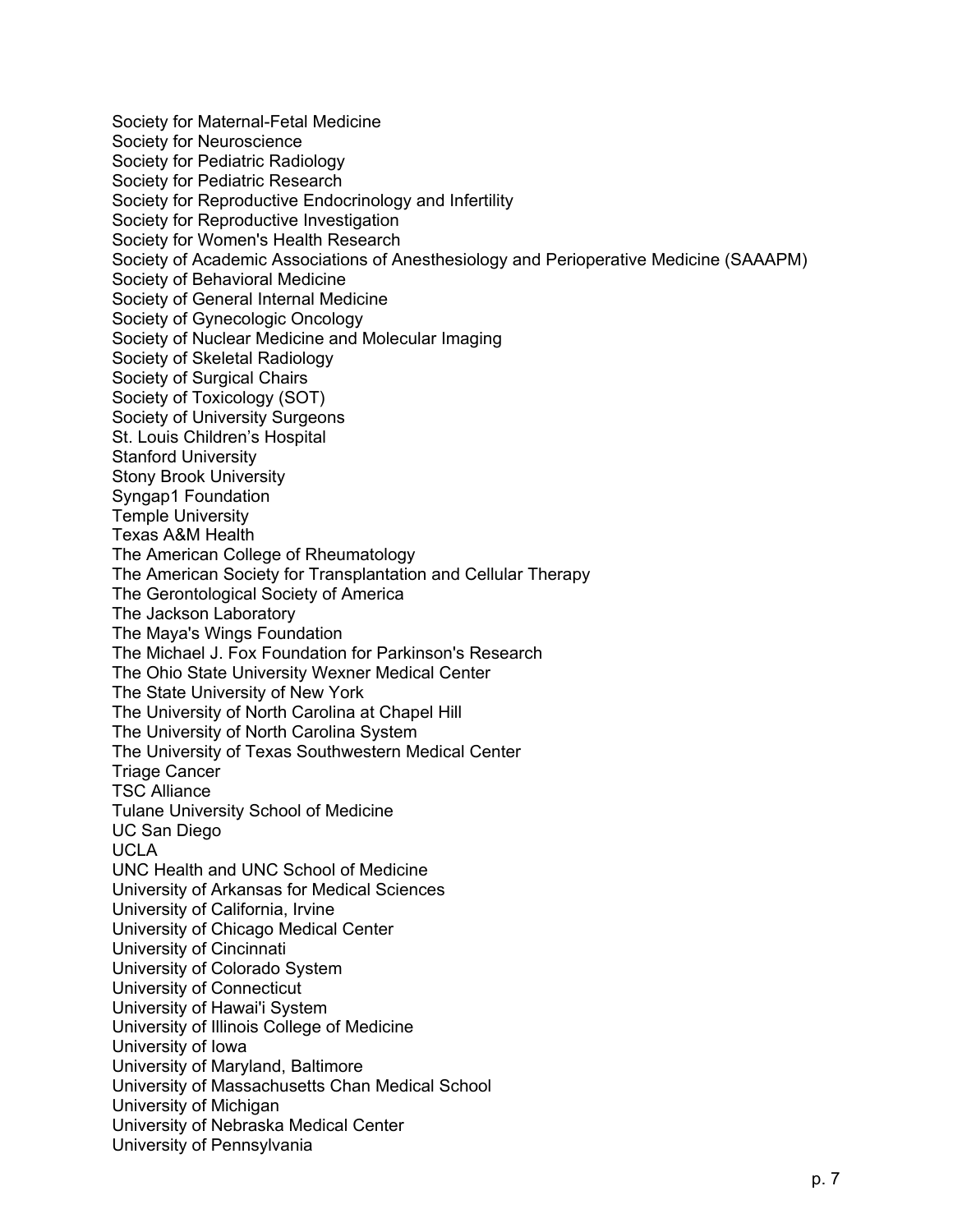Society for Maternal-Fetal Medicine
Society for Neuroscience
Society for Pediatric Radiology
Society for Pediatric Research
Society for Reproductive Endocrinology and Infertility
Society for Reproductive Investigation
Society for Women's Health Research
Society of Academic Associations of Anesthesiology and Perioperative Medicine (SAAAPM)
Society of Behavioral Medicine
Society of General Internal Medicine
Society of Gynecologic Oncology
Society of Nuclear Medicine and Molecular Imaging
Society of Skeletal Radiology
Society of Surgical Chairs
Society of Toxicology (SOT)
Society of University Surgeons
St. Louis Children's Hospital
Stanford University
Stony Brook University
Syngap1 Foundation
Temple University
Texas A&M Health
The American College of Rheumatology
The American Society for Transplantation and Cellular Therapy
The Gerontological Society of America
The Jackson Laboratory
The Maya's Wings Foundation
The Michael J. Fox Foundation for Parkinson's Research
The Ohio State University Wexner Medical Center
The State University of New York
The University of North Carolina at Chapel Hill
The University of North Carolina System
The University of Texas Southwestern Medical Center
Triage Cancer
TSC Alliance
Tulane University School of Medicine
UC San Diego
UCLA
UNC Health and UNC School of Medicine
University of Arkansas for Medical Sciences
University of California, Irvine
University of Chicago Medical Center
University of Cincinnati
University of Colorado System
University of Connecticut
University of Hawai'i System
University of Illinois College of Medicine
University of Iowa
University of Maryland, Baltimore
University of Massachusetts Chan Medical School
University of Michigan
University of Nebraska Medical Center
University of Pennsylvania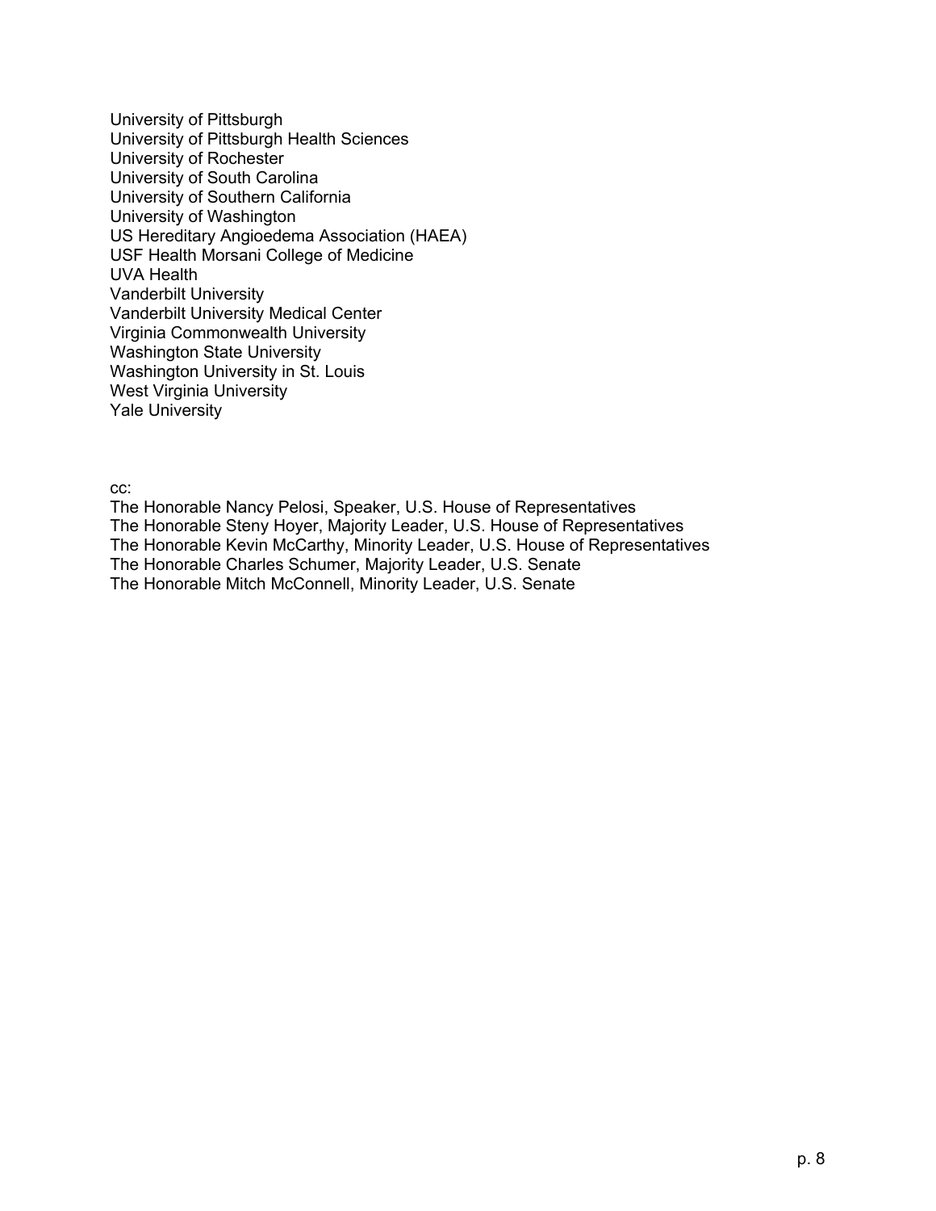University of Pittsburgh
University of Pittsburgh Health Sciences
University of Rochester
University of South Carolina
University of Southern California
University of Washington
US Hereditary Angioedema Association (HAEA)
USF Health Morsani College of Medicine
UVA Health
Vanderbilt University
Vanderbilt University Medical Center
Virginia Commonwealth University
Washington State University
Washington University in St. Louis
West Virginia University
Yale University

cc:
The Honorable Nancy Pelosi, Speaker, U.S. House of Representatives
The Honorable Steny Hoyer, Majority Leader, U.S. House of Representatives
The Honorable Kevin McCarthy, Minority Leader, U.S. House of Representatives
The Honorable Charles Schumer, Majority Leader, U.S. Senate
The Honorable Mitch McConnell, Minority Leader, U.S. Senate